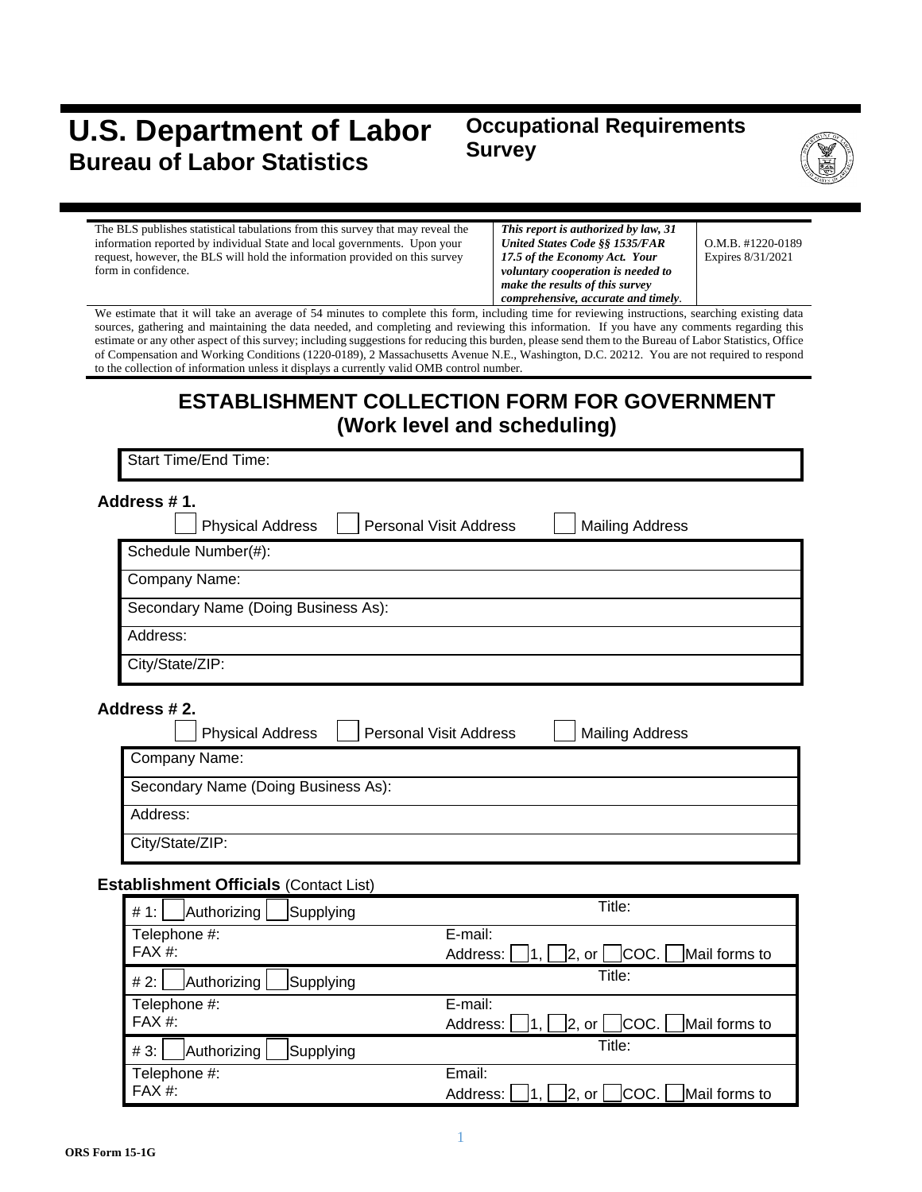# U.S. Department of Labor
## Bureau of Labor Statistics

## Occupational Requirements Survey

| | | |
|---|---|---|
| The BLS publishes statistical tabulations from this survey that may reveal the information reported by individual State and local governments. Upon your request, however, the BLS will hold the information provided on this survey form in confidence. | ***This report is authorized by law, 31 United States Code §§ 1535/FAR 17.5 of the Economy Act. Your voluntary cooperation is needed to make the results of this survey comprehensive, accurate and timely*.** | O.M.B. #1220-0189 Expires 8/31/2021 |

We estimate that it will take an average of 54 minutes to complete this form, including time for reviewing instructions, searching existing data sources, gathering and maintaining the data needed, and completing and reviewing this information. If you have any comments regarding this estimate or any other aspect of this survey; including suggestions for reducing this burden, please send them to the Bureau of Labor Statistics, Office of Compensation and Working Conditions (1220-0189), 2 Massachusetts Avenue N.E., Washington, D.C. 20212. You are not required to respond to the collection of information unless it displays a currently valid OMB control number.

# ESTABLISHMENT COLLECTION FORM FOR GOVERNMENT
## (Work level and scheduling)

| Start Time/End Time: |
|---|

**Address # 1.**

☐ Physical Address ☐ Personal Visit Address ☐ Mailing Address

| |
|---|
| Schedule Number(#): |
| Company Name: |
| Secondary Name (Doing Business As): |
| Address: |
| City/State/ZIP: |

**Address # 2.**

☐ Physical Address ☐ Personal Visit Address ☐ Mailing Address

| |
|---|
| Company Name: |
| Secondary Name (Doing Business As): |
| Address: |
| City/State/ZIP: |

**Establishment Officials** (Contact List)

| | |
|---|---|
| # 1: ☐ Authorizing ☐ Supplying | Title: |
| Telephone #:<br>FAX #: | E-mail:<br>Address: ☐ 1, ☐ 2, or ☐ COC. ☐ Mail forms to |
| # 2: ☐ Authorizing ☐ Supplying | Title: |
| Telephone #:<br>FAX #: | E-mail:<br>Address: ☐ 1, ☐ 2, or ☐ COC. ☐ Mail forms to |
| # 3: ☐ Authorizing ☐ Supplying | Title: |
| Telephone #:<br>FAX #: | Email:<br>Address: ☐ 1, ☐ 2, or ☐ COC. ☐ Mail forms to |

ORS Form 15-1G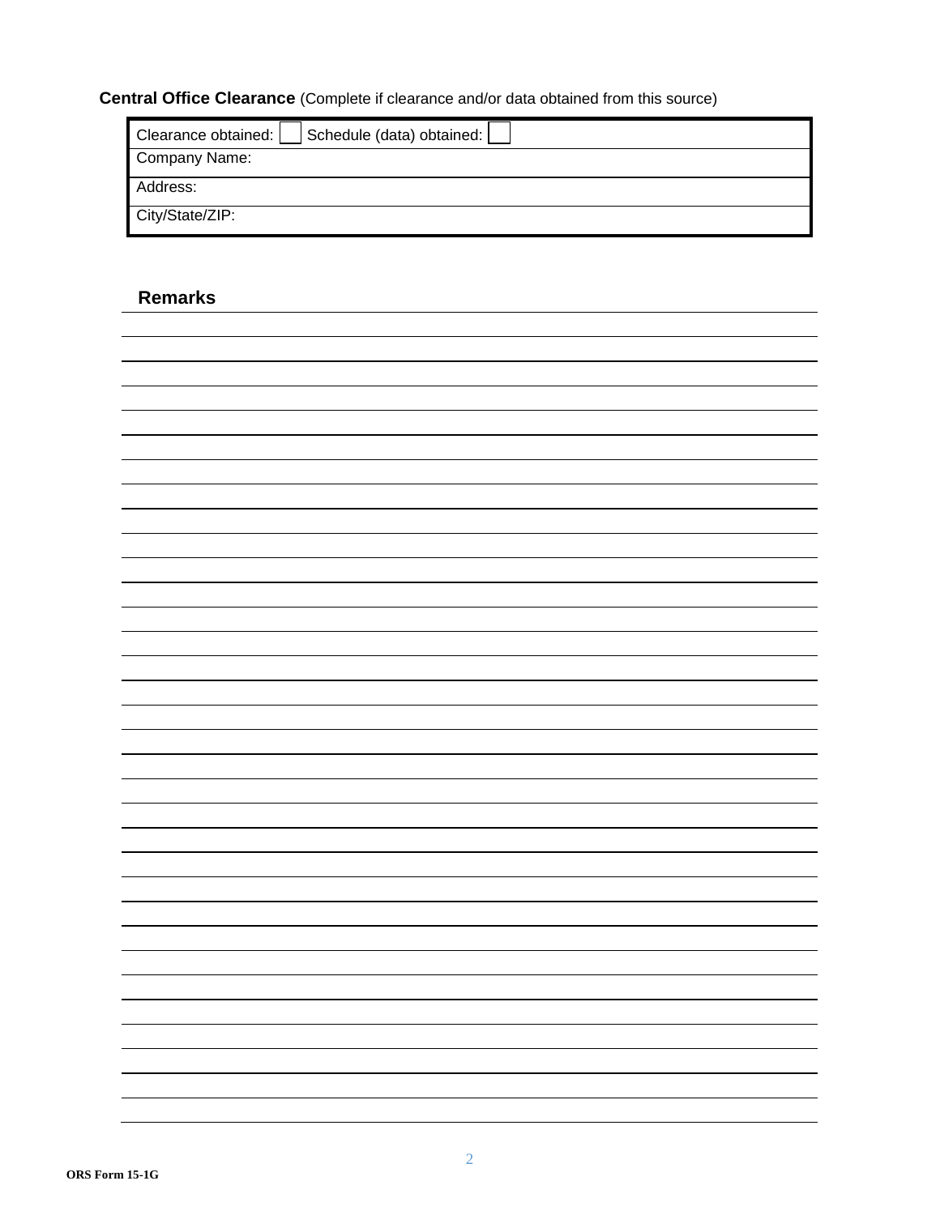**Central Office Clearance** (Complete if clearance and/or data obtained from this source)

| Clearance obtained: ☐ Schedule (data) obtained: ☐ |
| --- |
| Company Name: |
| Address: |
| City/State/ZIP: |

## Remarks

ORS Form 15-1G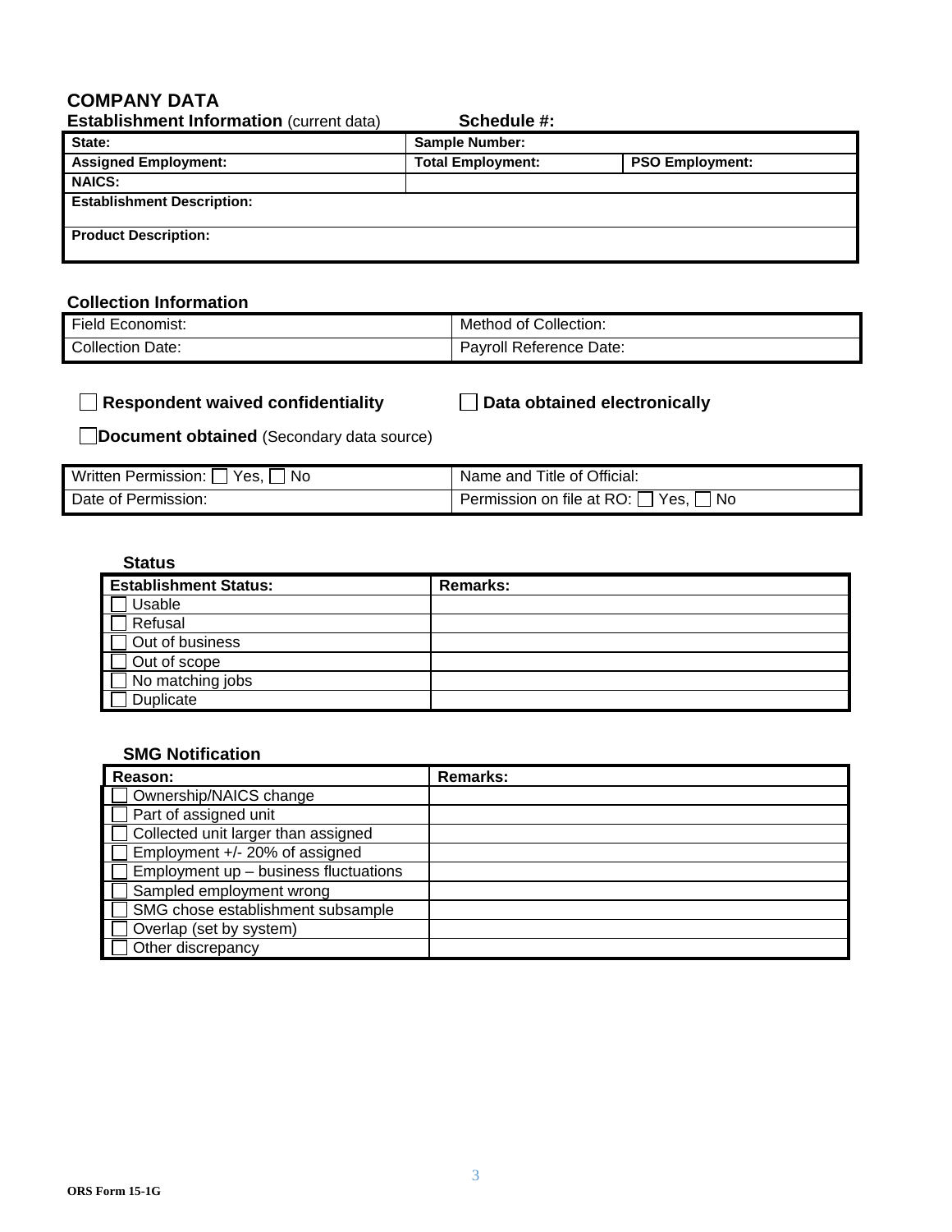## COMPANY DATA

**Establishment Information** (current data) **Schedule #:**

| **State:** | **Sample Number:** | |
|---|---|---|
| **Assigned Employment:** | **Total Employment:** | **PSO Employment:** |
| **NAICS:** | | |
| **Establishment Description:** | | |
| **Product Description:** | | |

### Collection Information

| Field Economist: | Method of Collection: |
|---|---|
| Collection Date: | Payroll Reference Date: |

☐ **Respondent waived confidentiality** ☐ **Data obtained electronically**

☐ **Document obtained** (Secondary data source)

| Written Permission: ☐ Yes, ☐ No | Name and Title of Official: |
|---|---|
| Date of Permission: | Permission on file at RO: ☐ Yes, ☐ No |

### Status

| Establishment Status: | Remarks: |
|---|---|
| ☐ Usable | |
| ☐ Refusal | |
| ☐ Out of business | |
| ☐ Out of scope | |
| ☐ No matching jobs | |
| ☐ Duplicate | |

### SMG Notification

| Reason: | Remarks: |
|---|---|
| ☐ Ownership/NAICS change | |
| ☐ Part of assigned unit | |
| ☐ Collected unit larger than assigned | |
| ☐ Employment +/- 20% of assigned | |
| ☐ Employment up – business fluctuations | |
| ☐ Sampled employment wrong | |
| ☐ SMG chose establishment subsample | |
| ☐ Overlap (set by system) | |
| ☐ Other discrepancy | |

ORS Form 15-1G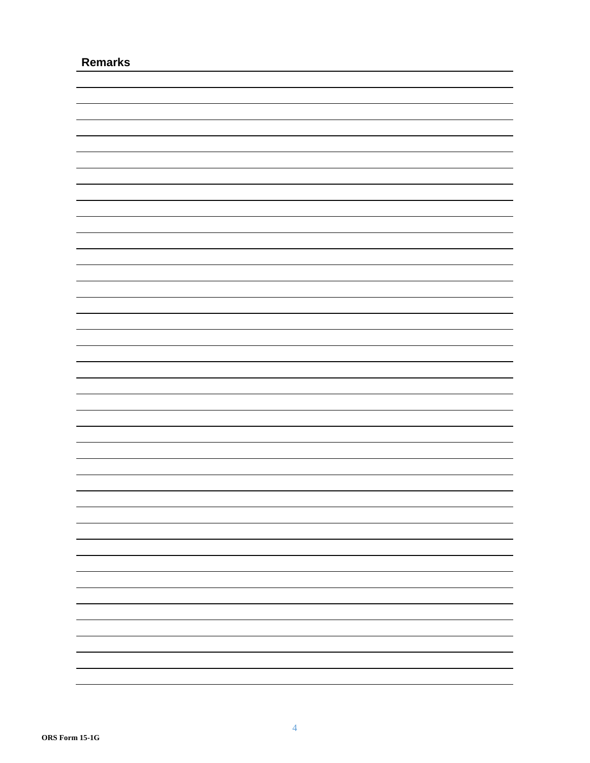## Remarks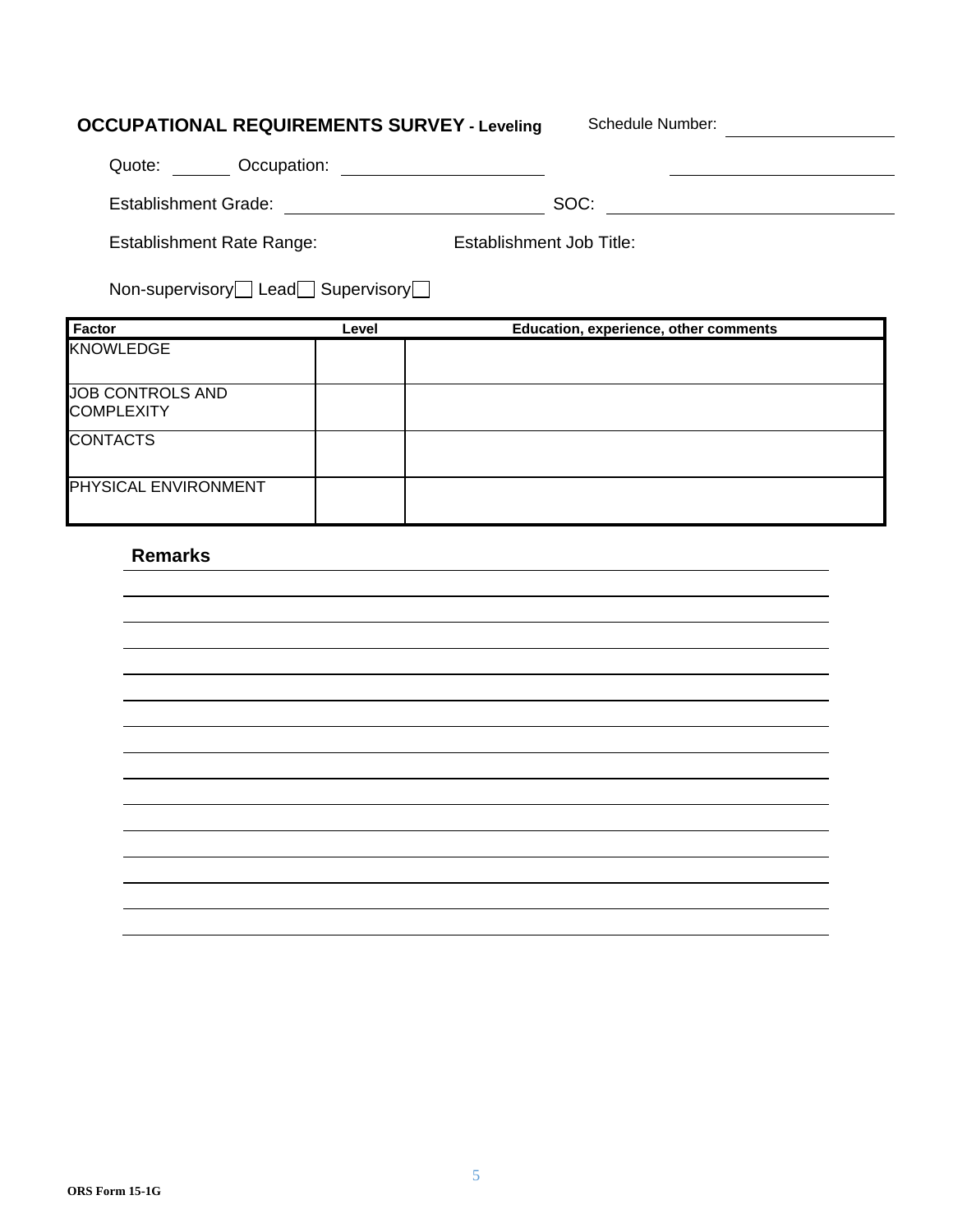## OCCUPATIONAL REQUIREMENTS SURVEY - Leveling

Schedule Number: ____________

Quote: ______ Occupation: ____________________ ____________________

Establishment Grade: ____________________ SOC: ____________________

Establishment Rate Range: Establishment Job Title:

Non-supervisory ☐ Lead ☐ Supervisory ☐

| Factor | Level | Education, experience, other comments |
|---|---|---|
| KNOWLEDGE | | |
| JOB CONTROLS AND COMPLEXITY | | |
| CONTACTS | | |
| PHYSICAL ENVIRONMENT | | |

**Remarks**

ORS Form 15-1G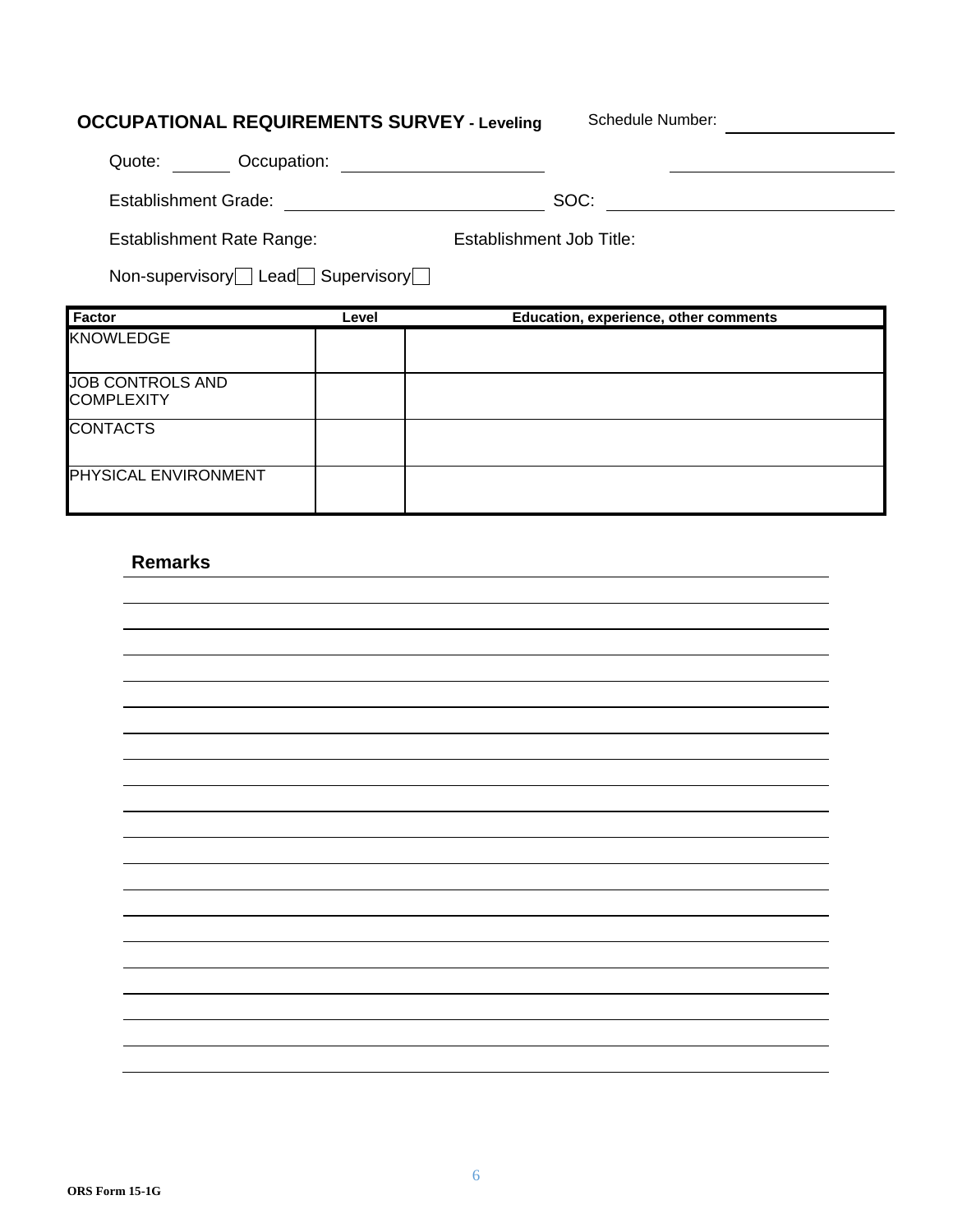**OCCUPATIONAL REQUIREMENTS SURVEY - Leveling** Schedule Number: ______________

Quote: ______ Occupation: ____________________ ____________________

Establishment Grade: ____________________ SOC: ____________________

Establishment Rate Range: Establishment Job Title:

Non-supervisory ☐ Lead ☐ Supervisory ☐

| Factor | Level | Education, experience, other comments |
|---|---|---|
| KNOWLEDGE | | |
| JOB CONTROLS AND COMPLEXITY | | |
| CONTACTS | | |
| PHYSICAL ENVIRONMENT | | |

**Remarks**

ORS Form 15-1G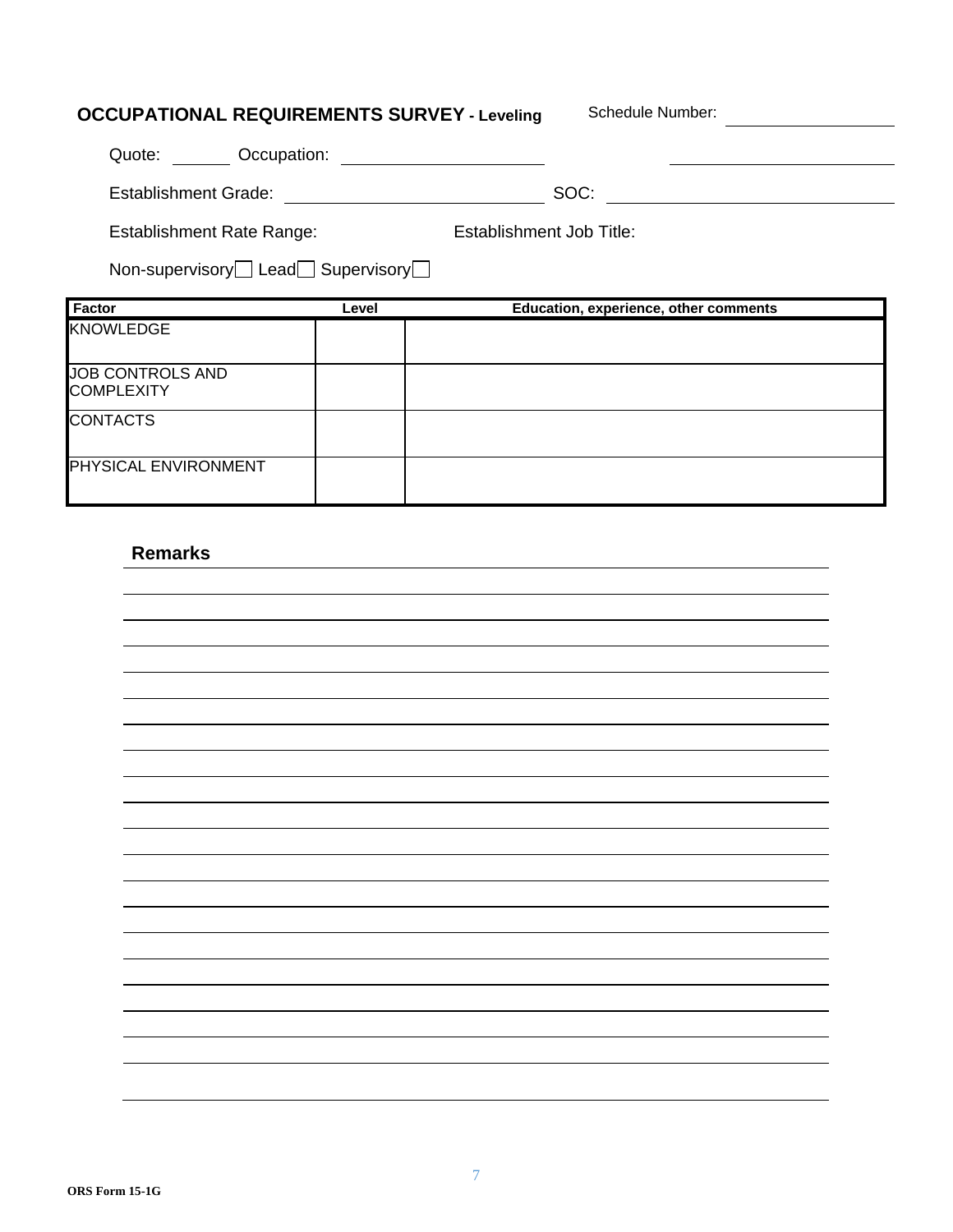**OCCUPATIONAL REQUIREMENTS SURVEY - Leveling** Schedule Number: ____________

Quote: ______ Occupation: ____________________ ____________________

Establishment Grade: ____________________ SOC: ____________________

Establishment Rate Range: Establishment Job Title:

Non-supervisory ☐ Lead ☐ Supervisory ☐

| Factor | Level | Education, experience, other comments |
|---|---|---|
| KNOWLEDGE | | |
| JOB CONTROLS AND COMPLEXITY | | |
| CONTACTS | | |
| PHYSICAL ENVIRONMENT | | |

**Remarks**

ORS Form 15-1G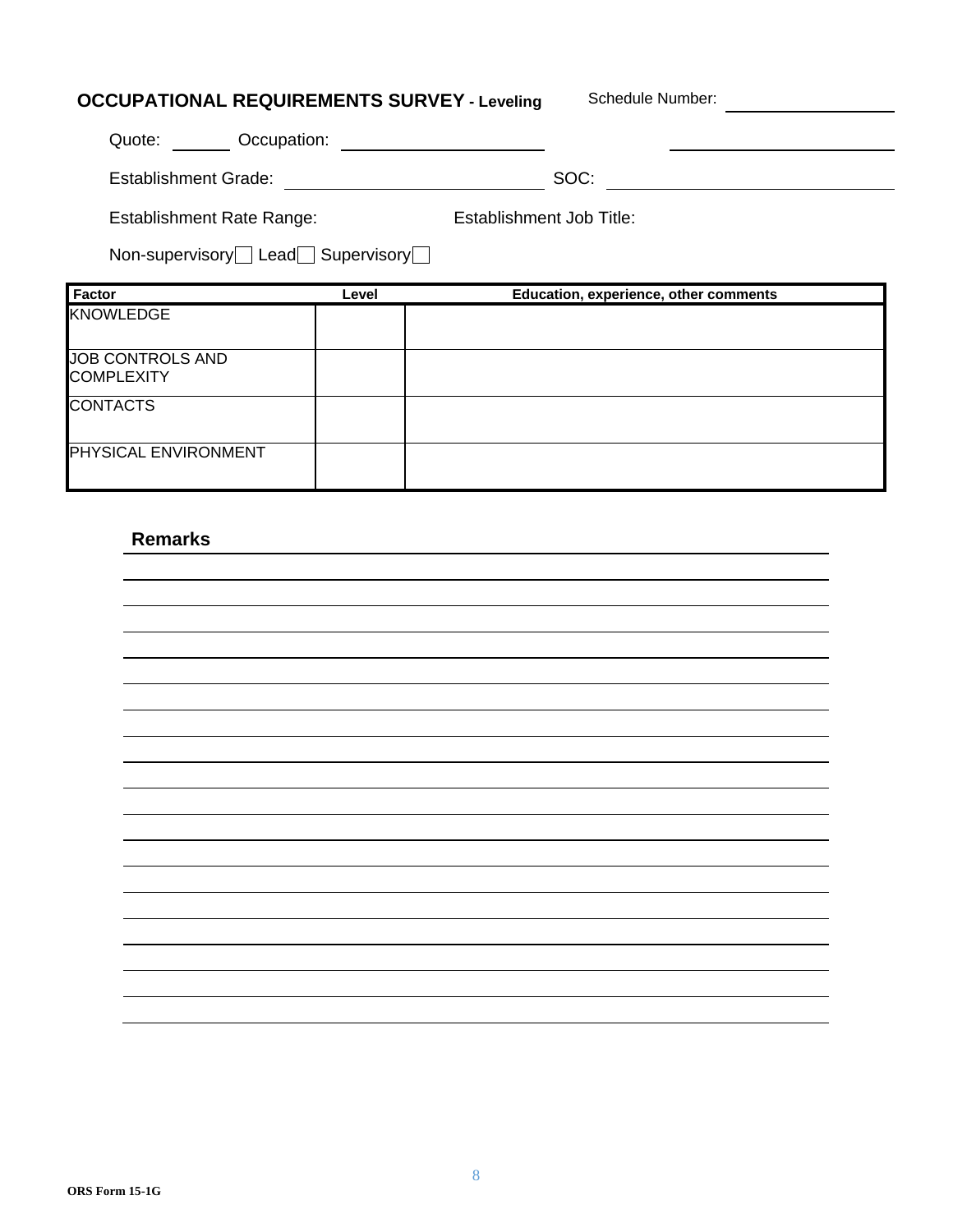**OCCUPATIONAL REQUIREMENTS SURVEY - Leveling**

Schedule Number: ____________________

Quote: ________ Occupation: ____________________ ____________________

Establishment Grade: ____________________ SOC: ____________________

Establishment Rate Range: Establishment Job Title:

Non-supervisory ☐ Lead ☐ Supervisory ☐

| Factor | Level | Education, experience, other comments |
|---|---|---|
| KNOWLEDGE | | |
| JOB CONTROLS AND COMPLEXITY | | |
| CONTACTS | | |
| PHYSICAL ENVIRONMENT | | |

**Remarks**

ORS Form 15-1G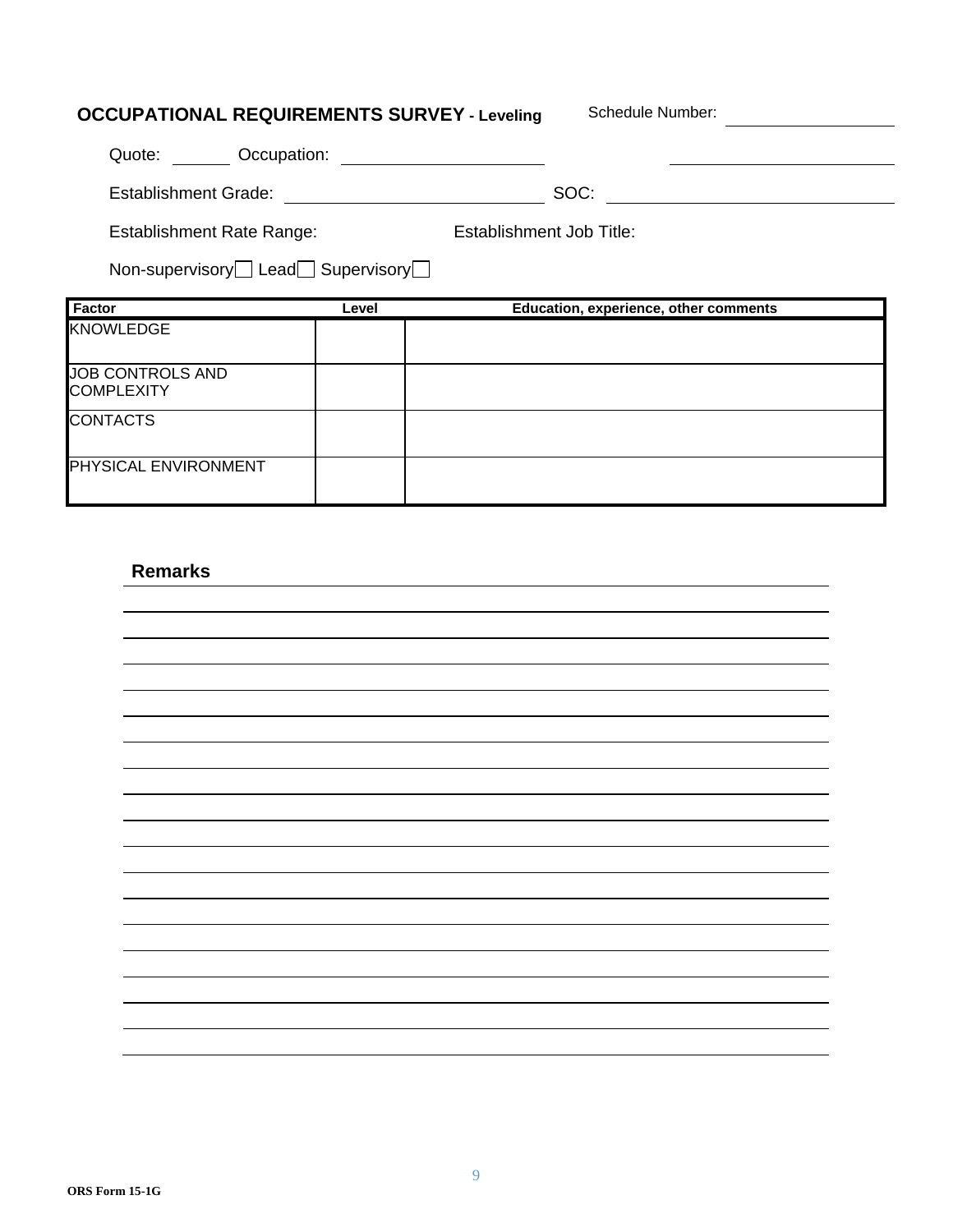## OCCUPATIONAL REQUIREMENTS SURVEY - Leveling

Schedule Number: ____________

Quote: ______ Occupation: ____________________ ____________________

Establishment Grade: ____________________ SOC: ____________________

Establishment Rate Range: Establishment Job Title:

Non-supervisory ☐ Lead ☐ Supervisory ☐

| Factor | Level | Education, experience, other comments |
|---|---|---|
| KNOWLEDGE | | |
| JOB CONTROLS AND COMPLEXITY | | |
| CONTACTS | | |
| PHYSICAL ENVIRONMENT | | |

### Remarks

ORS Form 15-1G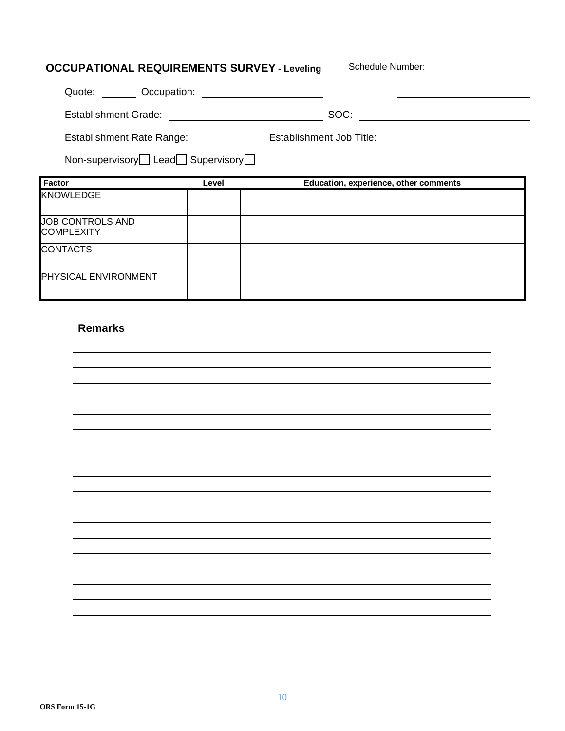**OCCUPATIONAL REQUIREMENTS SURVEY - Leveling** Schedule Number: ______________

Quote: _______ Occupation: ______________________ ______________________

Establishment Grade: ______________________ SOC: ______________________

Establishment Rate Range: Establishment Job Title:

Non-supervisory ☐ Lead ☐ Supervisory ☐

| Factor | Level | Education, experience, other comments |
|---|---|---|
| KNOWLEDGE | | |
| JOB CONTROLS AND COMPLEXITY | | |
| CONTACTS | | |
| PHYSICAL ENVIRONMENT | | |

**Remarks**

ORS Form 15-1G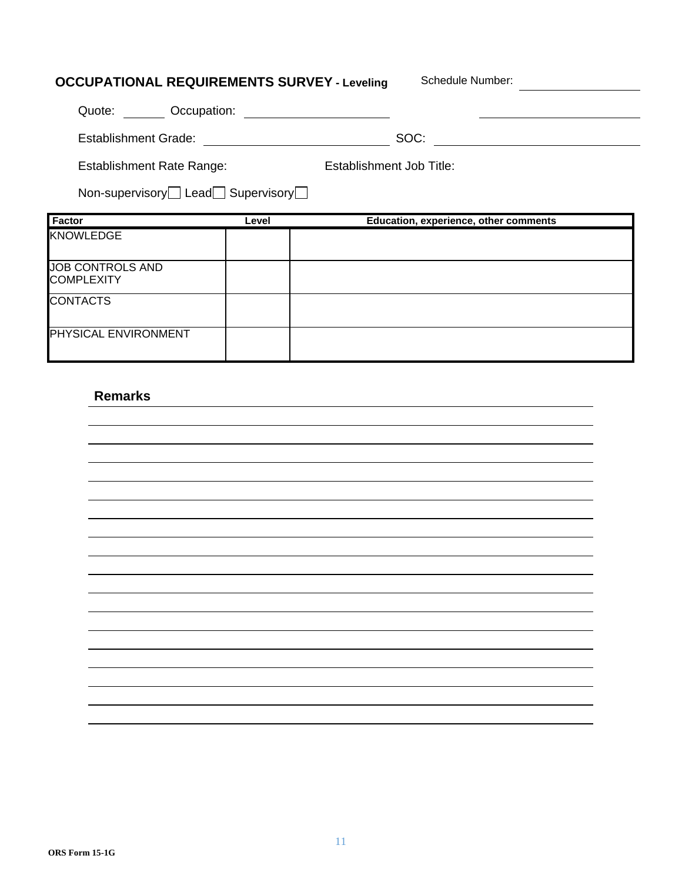**OCCUPATIONAL REQUIREMENTS SURVEY - Leveling** Schedule Number: ____________

Quote: ______ Occupation: ____________________ ____________________

Establishment Grade: ________________________ SOC: ____________________

Establishment Rate Range: Establishment Job Title:

Non-supervisory ☐ Lead ☐ Supervisory ☐

| Factor | Level | Education, experience, other comments |
|---|---|---|
| KNOWLEDGE | | |
| JOB CONTROLS AND COMPLEXITY | | |
| CONTACTS | | |
| PHYSICAL ENVIRONMENT | | |

**Remarks**

ORS Form 15-1G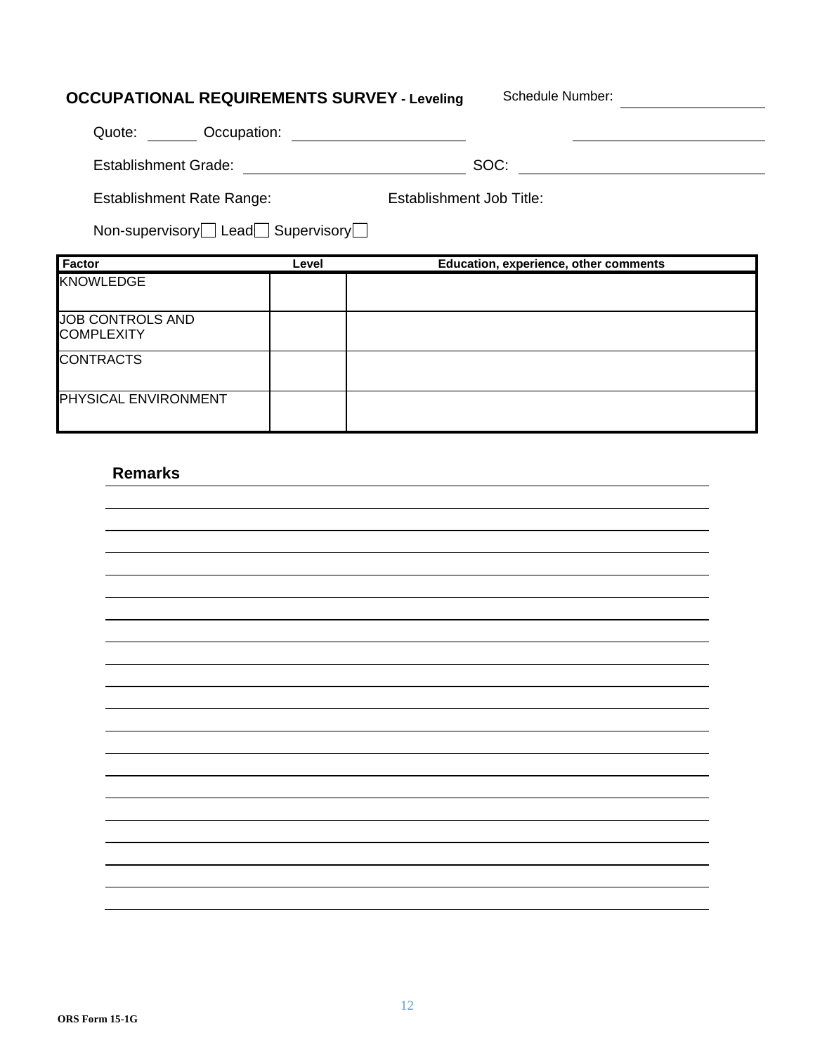## OCCUPATIONAL REQUIREMENTS SURVEY - Leveling

Schedule Number: ____________

Quote: ______ Occupation: ____________________ ____________________

Establishment Grade: ________________________ SOC: ____________________

Establishment Rate Range: Establishment Job Title:

Non-supervisory ☐ Lead ☐ Supervisory ☐

| Factor | Level | Education, experience, other comments |
|---|---|---|
| KNOWLEDGE | | |
| JOB CONTROLS AND COMPLEXITY | | |
| CONTRACTS | | |
| PHYSICAL ENVIRONMENT | | |

**Remarks**

ORS Form 15-1G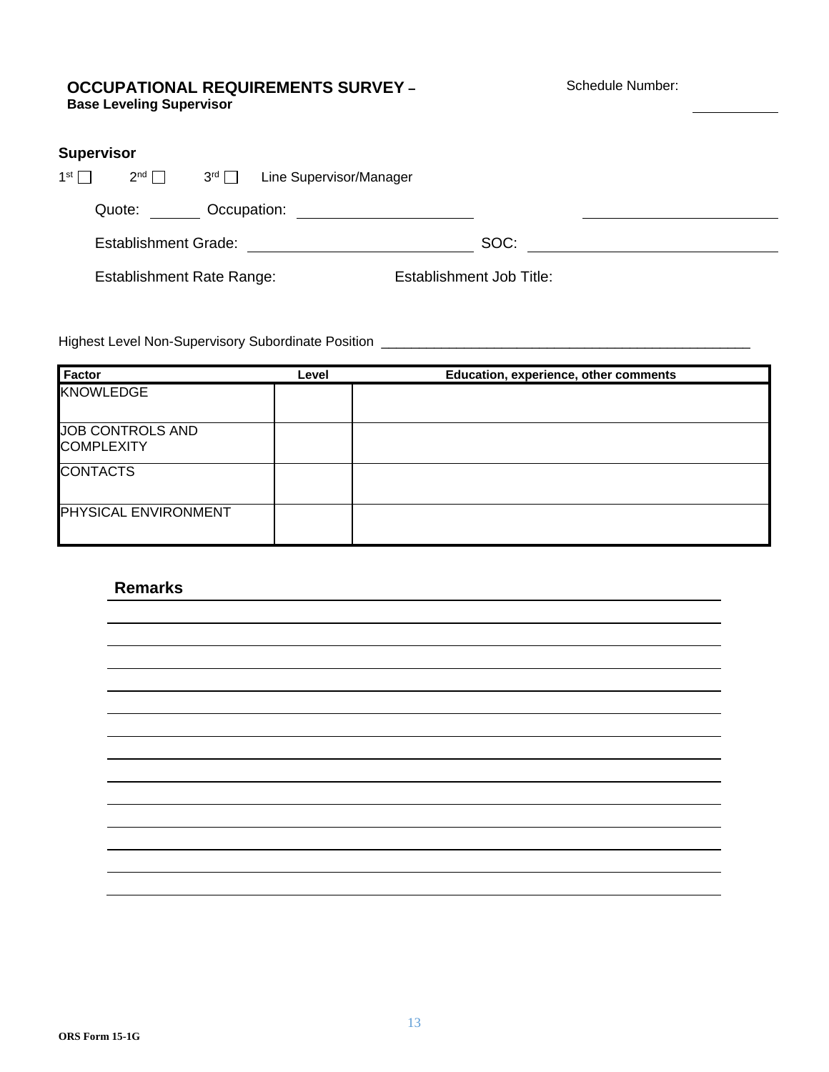## OCCUPATIONAL REQUIREMENTS SURVEY – 
**Base Leveling Supervisor**

Schedule Number: ____________

### Supervisor

1st ☐ 2nd ☐ 3rd ☐ Line Supervisor/Manager

Quote: _______ Occupation: ______________________ ______________________

Establishment Grade: ______________________ SOC: ______________________

Establishment Rate Range: Establishment Job Title:

Highest Level Non-Supervisory Subordinate Position ____________________________________________

| Factor | Level | Education, experience, other comments |
|---|---|---|
| KNOWLEDGE | | |
| JOB CONTROLS AND COMPLEXITY | | |
| CONTACTS | | |
| PHYSICAL ENVIRONMENT | | |

### Remarks

______________________________________________________________________

______________________________________________________________________

______________________________________________________________________

______________________________________________________________________

______________________________________________________________________

______________________________________________________________________

______________________________________________________________________

______________________________________________________________________

______________________________________________________________________

______________________________________________________________________

______________________________________________________________________

______________________________________________________________________

______________________________________________________________________

ORS Form 15-1G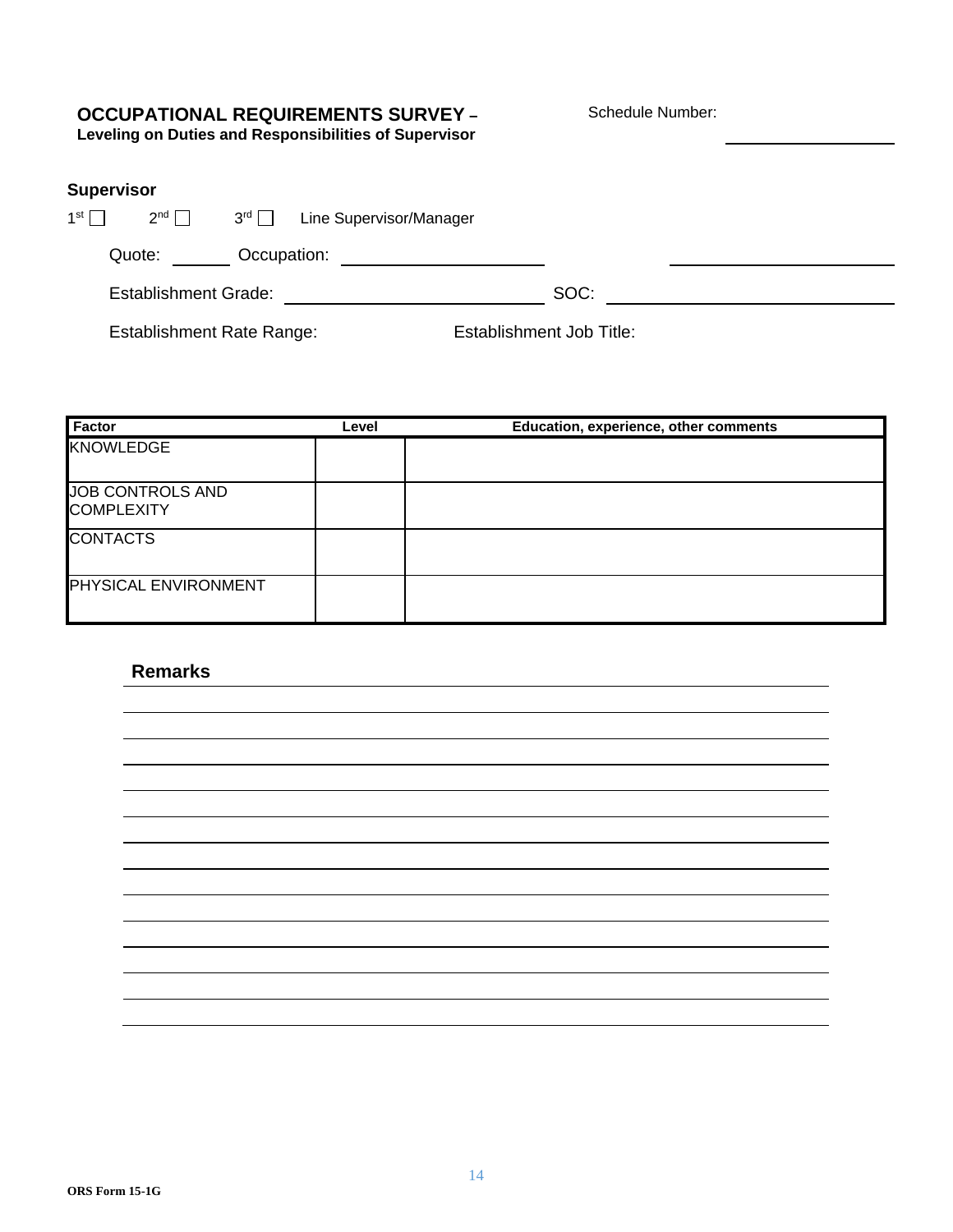## OCCUPATIONAL REQUIREMENTS SURVEY – 

**Leveling on Duties and Responsibilities of Supervisor**

Schedule Number: ____________________

### Supervisor

1st ☐ 2nd ☐ 3rd ☐ Line Supervisor/Manager

Quote: _______ Occupation: ____________________ ____________________

Establishment Grade: ____________________ SOC: ____________________

Establishment Rate Range: Establishment Job Title:

| Factor | Level | Education, experience, other comments |
|---|---|---|
| KNOWLEDGE | | |
| JOB CONTROLS AND COMPLEXITY | | |
| CONTACTS | | |
| PHYSICAL ENVIRONMENT | | |

### Remarks

ORS Form 15-1G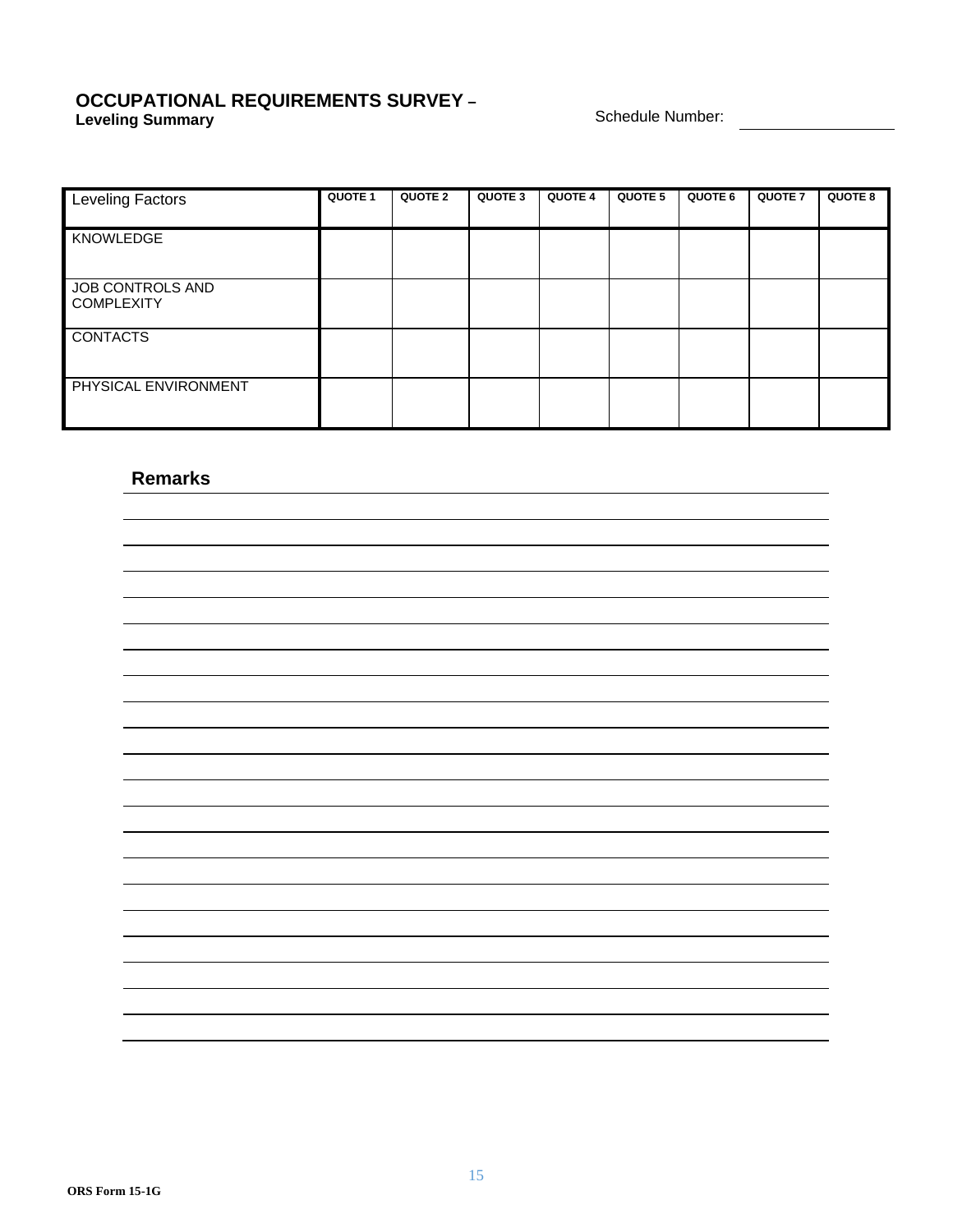# OCCUPATIONAL REQUIREMENTS SURVEY –
**Leveling Summary**

Schedule Number: ____________________

| Leveling Factors | QUOTE 1 | QUOTE 2 | QUOTE 3 | QUOTE 4 | QUOTE 5 | QUOTE 6 | QUOTE 7 | QUOTE 8 |
|---|---|---|---|---|---|---|---|---|
| KNOWLEDGE | | | | | | | | |
| JOB CONTROLS AND COMPLEXITY | | | | | | | | |
| CONTACTS | | | | | | | | |
| PHYSICAL ENVIRONMENT | | | | | | | | |

## Remarks

______________________________________________________________________________

______________________________________________________________________________

______________________________________________________________________________

______________________________________________________________________________

______________________________________________________________________________

______________________________________________________________________________

______________________________________________________________________________

______________________________________________________________________________

______________________________________________________________________________

______________________________________________________________________________

______________________________________________________________________________

______________________________________________________________________________

______________________________________________________________________________

______________________________________________________________________________

______________________________________________________________________________

______________________________________________________________________________

______________________________________________________________________________

______________________________________________________________________________

______________________________________________________________________________

______________________________________________________________________________

______________________________________________________________________________

**ORS Form 15-1G**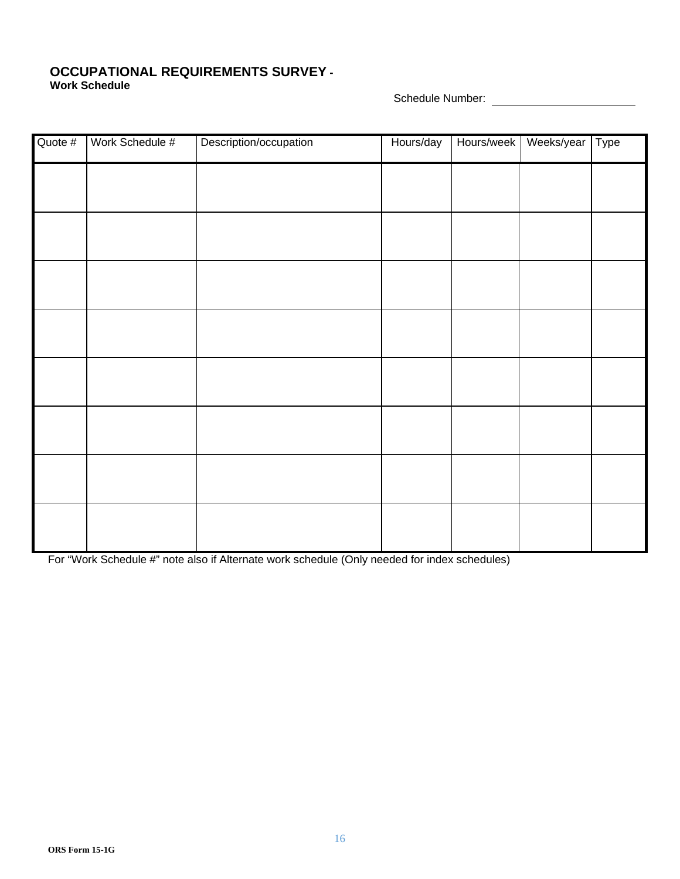**OCCUPATIONAL REQUIREMENTS SURVEY -**
**Work Schedule**

Schedule Number: ______________________

| Quote # | Work Schedule # | Description/occupation | Hours/day | Hours/week | Weeks/year | Type |
|---|---|---|---|---|---|---|
| | | | | | | |
| | | | | | | |
| | | | | | | |
| | | | | | | |
| | | | | | | |
| | | | | | | |
| | | | | | | |
| | | | | | | |

For "Work Schedule #" note also if Alternate work schedule (Only needed for index schedules)

ORS Form 15-1G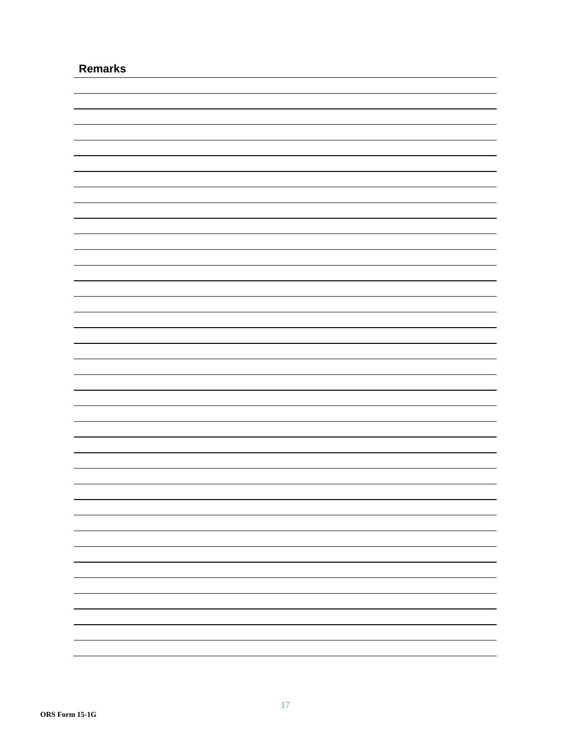## Remarks

ORS Form 15-1G